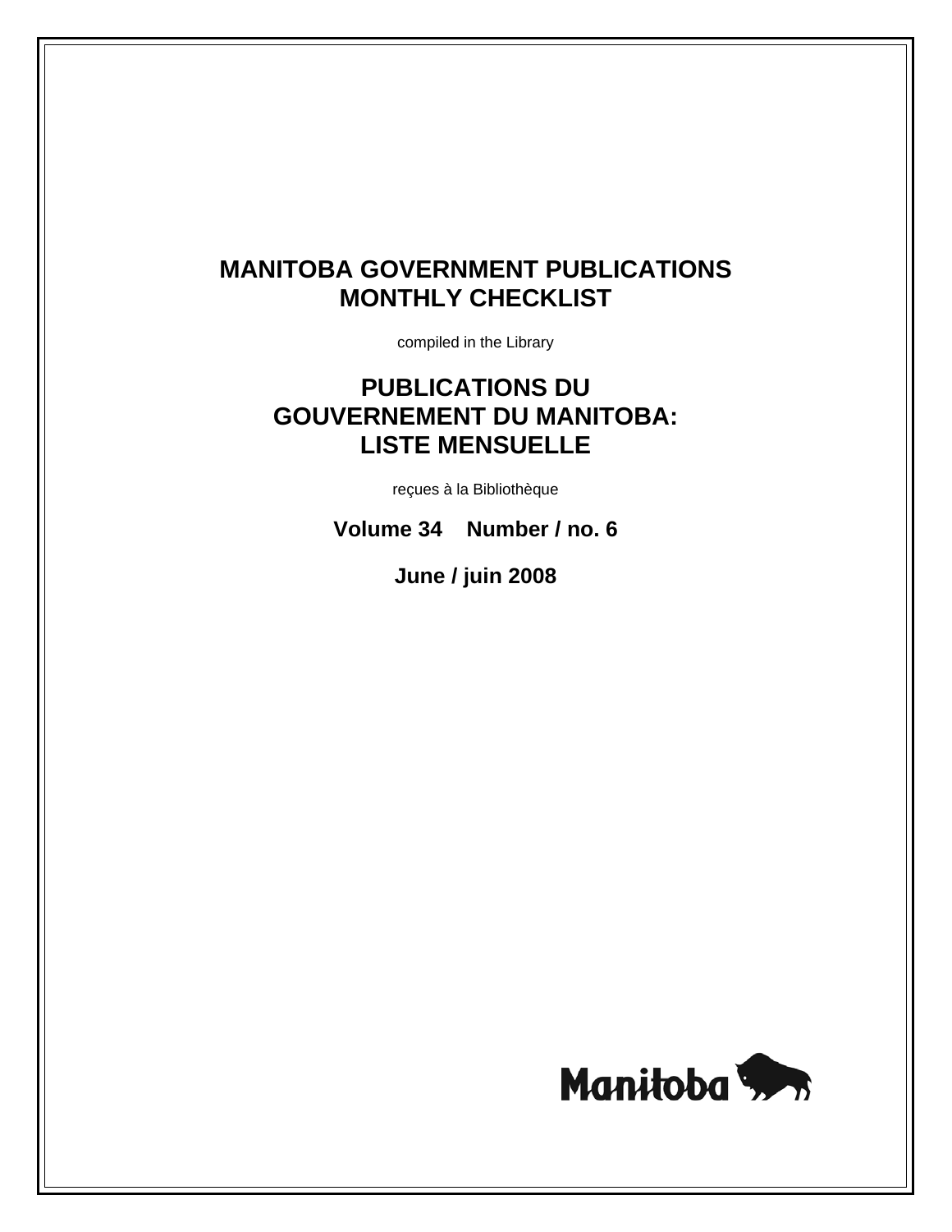# MANITOBA GOVERNMENT PUBLICATIONS MONTHLY CHECKLIST

compiled in the Library

# PUBLICATIONS DU GOUVERNEMENT DU MANITOBA: LISTE MENSUELLE

reçues à la Bibliothèque

**Volume 34 Number / no. 6**

**June / juin 2008**

Manitoba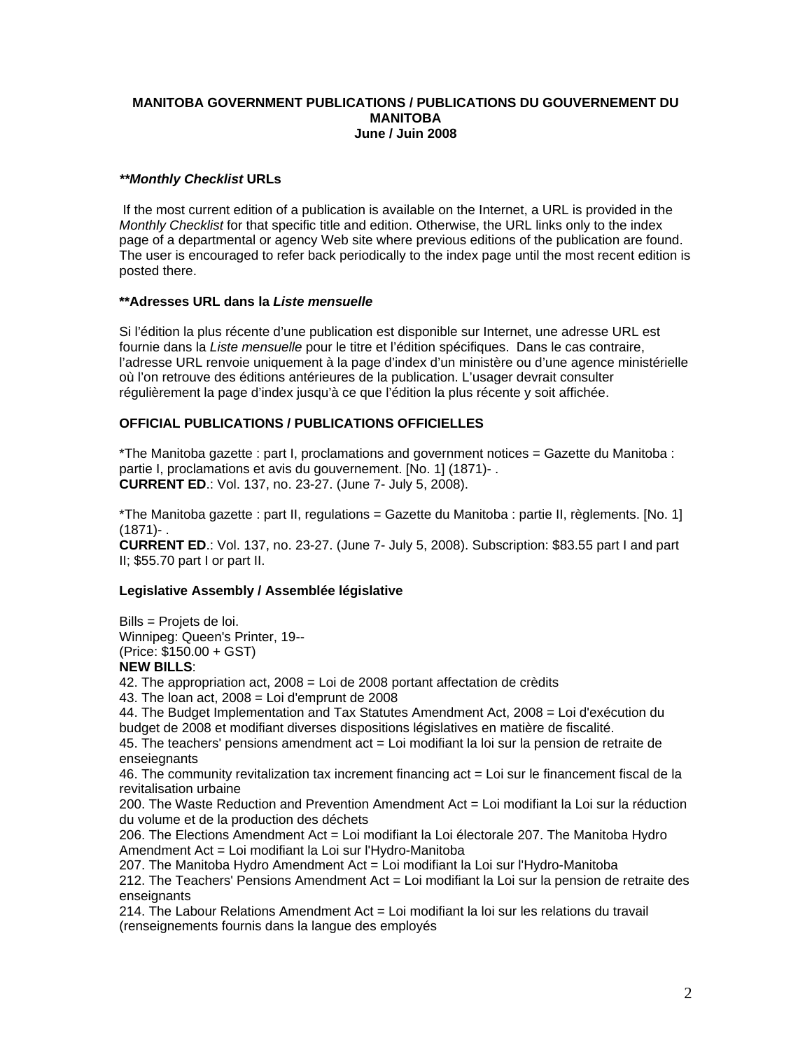**MANITOBA GOVERNMENT PUBLICATIONS / PUBLICATIONS DU GOUVERNEMENT DU MANITOBA**
**June / Juin 2008**

***\*\*Monthly Checklist* URLs**

If the most current edition of a publication is available on the Internet, a URL is provided in the *Monthly Checklist* for that specific title and edition. Otherwise, the URL links only to the index page of a departmental or agency Web site where previous editions of the publication are found. The user is encouraged to refer back periodically to the index page until the most recent edition is posted there.

**\*\*Adresses URL dans la *Liste mensuelle***

Si l'édition la plus récente d'une publication est disponible sur Internet, une adresse URL est fournie dans la *Liste mensuelle* pour le titre et l'édition spécifiques. Dans le cas contraire, l'adresse URL renvoie uniquement à la page d'index d'un ministère ou d'une agence ministérielle où l'on retrouve des éditions antérieures de la publication. L'usager devrait consulter régulièrement la page d'index jusqu'à ce que l'édition la plus récente y soit affichée.

**OFFICIAL PUBLICATIONS / PUBLICATIONS OFFICIELLES**

*The Manitoba gazette : part I, proclamations and government notices = Gazette du Manitoba : partie I, proclamations et avis du gouvernement. [No. 1] (1871)- .
**CURRENT ED**.: Vol. 137, no. 23-27. (June 7- July 5, 2008).

*The Manitoba gazette : part II, regulations = Gazette du Manitoba : partie II, règlements. [No. 1] (1871)- .
**CURRENT ED**.: Vol. 137, no. 23-27. (June 7- July 5, 2008). Subscription: $83.55 part I and part II; $55.70 part I or part II.

**Legislative Assembly / Assemblée législative**

Bills = Projets de loi.
Winnipeg: Queen's Printer, 19--
(Price: $150.00 + GST)
**NEW BILLS**:
42. The appropriation act, 2008 = Loi de 2008 portant affectation de crèdits
43. The loan act, 2008 = Loi d'emprunt de 2008
44. The Budget Implementation and Tax Statutes Amendment Act, 2008 = Loi d'exécution du budget de 2008 et modifiant diverses dispositions législatives en matière de fiscalité.
45. The teachers' pensions amendment act = Loi modifiant la loi sur la pension de retraite de enseiegnants
46. The community revitalization tax increment financing act = Loi sur le financement fiscal de la revitalisation urbaine
200. The Waste Reduction and Prevention Amendment Act = Loi modifiant la Loi sur la réduction du volume et de la production des déchets
206. The Elections Amendment Act = Loi modifiant la Loi électorale 207. The Manitoba Hydro Amendment Act = Loi modifiant la Loi sur l'Hydro-Manitoba
207. The Manitoba Hydro Amendment Act = Loi modifiant la Loi sur l'Hydro-Manitoba
212. The Teachers' Pensions Amendment Act = Loi modifiant la Loi sur la pension de retraite des enseignants
214. The Labour Relations Amendment Act = Loi modifiant la loi sur les relations du travail (renseignements fournis dans la langue des employés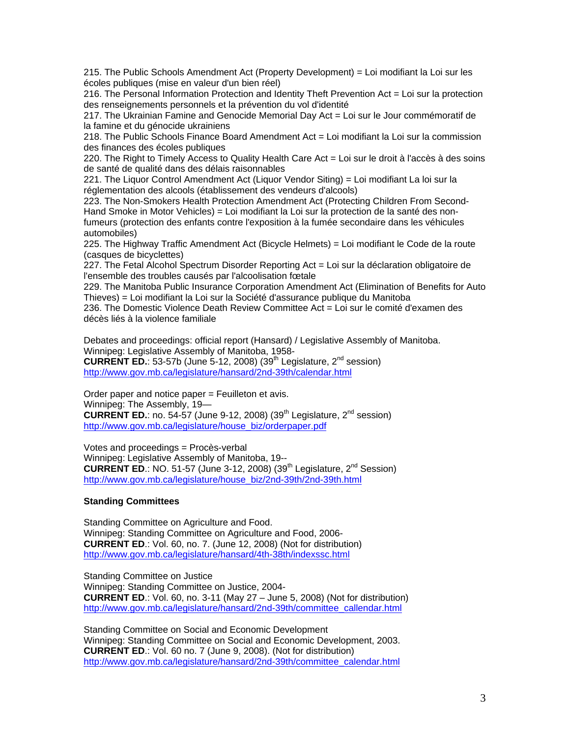215. The Public Schools Amendment Act (Property Development) = Loi modifiant la Loi sur les écoles publiques (mise en valeur d'un bien réel)
216. The Personal Information Protection and Identity Theft Prevention Act = Loi sur la protection des renseignements personnels et la prévention du vol d'identité
217. The Ukrainian Famine and Genocide Memorial Day Act = Loi sur le Jour commémoratif de la famine et du génocide ukrainiens
218. The Public Schools Finance Board Amendment Act = Loi modifiant la Loi sur la commission des finances des écoles publiques
220. The Right to Timely Access to Quality Health Care Act = Loi sur le droit à l'accès à des soins de santé de qualité dans des délais raisonnables
221. The Liquor Control Amendment Act (Liquor Vendor Siting) = Loi modifiant La loi sur la réglementation des alcools (établissement des vendeurs d'alcools)
223. The Non-Smokers Health Protection Amendment Act (Protecting Children From Second-Hand Smoke in Motor Vehicles) = Loi modifiant la Loi sur la protection de la santé des non-fumeurs (protection des enfants contre l'exposition à la fumée secondaire dans les véhicules automobiles)
225. The Highway Traffic Amendment Act (Bicycle Helmets) = Loi modifiant le Code de la route (casques de bicyclettes)
227. The Fetal Alcohol Spectrum Disorder Reporting Act = Loi sur la déclaration obligatoire de l'ensemble des troubles causés par l'alcoolisation fœtale
229. The Manitoba Public Insurance Corporation Amendment Act (Elimination of Benefits for Auto Thieves) = Loi modifiant la Loi sur la Société d'assurance publique du Manitoba
236. The Domestic Violence Death Review Committee Act = Loi sur le comité d'examen des décès liés à la violence familiale

Debates and proceedings: official report (Hansard) / Legislative Assembly of Manitoba.
Winnipeg: Legislative Assembly of Manitoba, 1958-
**CURRENT ED.**: 53-57b (June 5-12, 2008) (39th Legislature, 2nd session)
http://www.gov.mb.ca/legislature/hansard/2nd-39th/calendar.html

Order paper and notice paper = Feuilleton et avis.
Winnipeg: The Assembly, 19—
**CURRENT ED.**: no. 54-57 (June 9-12, 2008) (39th Legislature, 2nd session)
http://www.gov.mb.ca/legislature/house_biz/orderpaper.pdf

Votes and proceedings = Procès-verbal
Winnipeg: Legislative Assembly of Manitoba, 19--
**CURRENT ED**.: NO. 51-57 (June 3-12, 2008) (39th Legislature, 2nd Session)
http://www.gov.mb.ca/legislature/house_biz/2nd-39th/2nd-39th.html

**Standing Committees**

Standing Committee on Agriculture and Food.
Winnipeg: Standing Committee on Agriculture and Food, 2006-
**CURRENT ED**.: Vol. 60, no. 7. (June 12, 2008) (Not for distribution)
http://www.gov.mb.ca/legislature/hansard/4th-38th/indexssc.html

Standing Committee on Justice
Winnipeg: Standing Committee on Justice, 2004-
**CURRENT ED**.: Vol. 60, no. 3-11 (May 27 – June 5, 2008) (Not for distribution)
http://www.gov.mb.ca/legislature/hansard/2nd-39th/committee_callendar.html

Standing Committee on Social and Economic Development
Winnipeg: Standing Committee on Social and Economic Development, 2003.
**CURRENT ED**.: Vol. 60 no. 7 (June 9, 2008). (Not for distribution)
http://www.gov.mb.ca/legislature/hansard/2nd-39th/committee_calendar.html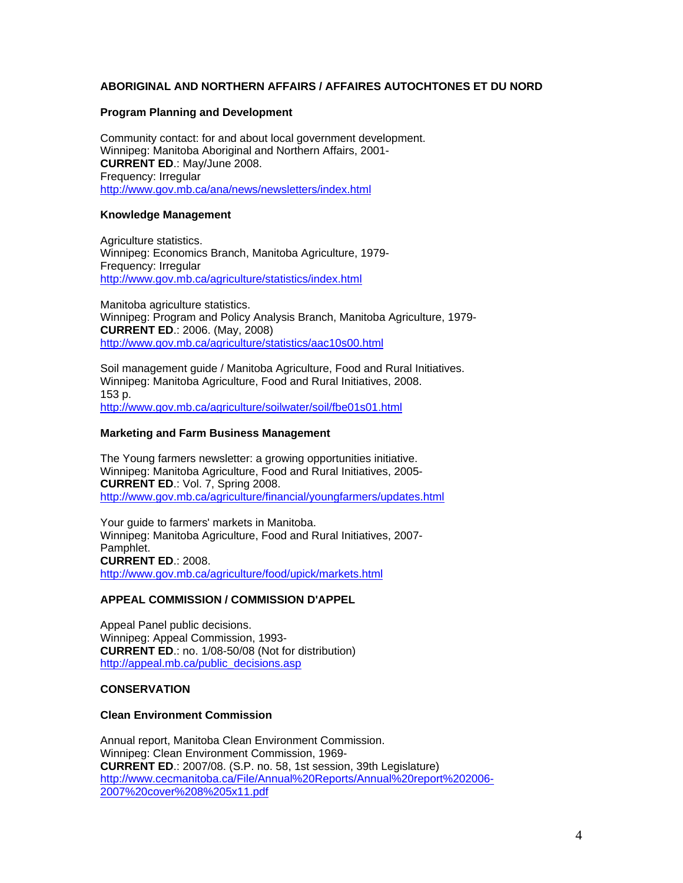## ABORIGINAL AND NORTHERN AFFAIRS / AFFAIRES AUTOCHTONES ET DU NORD

### Program Planning and Development

Community contact: for and about local government development.
Winnipeg: Manitoba Aboriginal and Northern Affairs, 2001-
**CURRENT ED**.: May/June 2008.
Frequency: Irregular
http://www.gov.mb.ca/ana/news/newsletters/index.html

### Knowledge Management

Agriculture statistics.
Winnipeg: Economics Branch, Manitoba Agriculture, 1979-
Frequency: Irregular
http://www.gov.mb.ca/agriculture/statistics/index.html

Manitoba agriculture statistics.
Winnipeg: Program and Policy Analysis Branch, Manitoba Agriculture, 1979-
**CURRENT ED**.: 2006. (May, 2008)
http://www.gov.mb.ca/agriculture/statistics/aac10s00.html

Soil management guide / Manitoba Agriculture, Food and Rural Initiatives.
Winnipeg: Manitoba Agriculture, Food and Rural Initiatives, 2008.
153 p.
http://www.gov.mb.ca/agriculture/soilwater/soil/fbe01s01.html

### Marketing and Farm Business Management

The Young farmers newsletter: a growing opportunities initiative.
Winnipeg: Manitoba Agriculture, Food and Rural Initiatives, 2005-
**CURRENT ED**.: Vol. 7, Spring 2008.
http://www.gov.mb.ca/agriculture/financial/youngfarmers/updates.html

Your guide to farmers' markets in Manitoba.
Winnipeg: Manitoba Agriculture, Food and Rural Initiatives, 2007-
Pamphlet.
**CURRENT ED**.: 2008.
http://www.gov.mb.ca/agriculture/food/upick/markets.html

## APPEAL COMMISSION / COMMISSION D'APPEL

Appeal Panel public decisions.
Winnipeg: Appeal Commission, 1993-
**CURRENT ED**.: no. 1/08-50/08 (Not for distribution)
http://appeal.mb.ca/public_decisions.asp

## CONSERVATION

### Clean Environment Commission

Annual report, Manitoba Clean Environment Commission.
Winnipeg: Clean Environment Commission, 1969-
**CURRENT ED**.: 2007/08. (S.P. no. 58, 1st session, 39th Legislature)
http://www.cecmanitoba.ca/File/Annual%20Reports/Annual%20report%202006-2007%20cover%208%205x11.pdf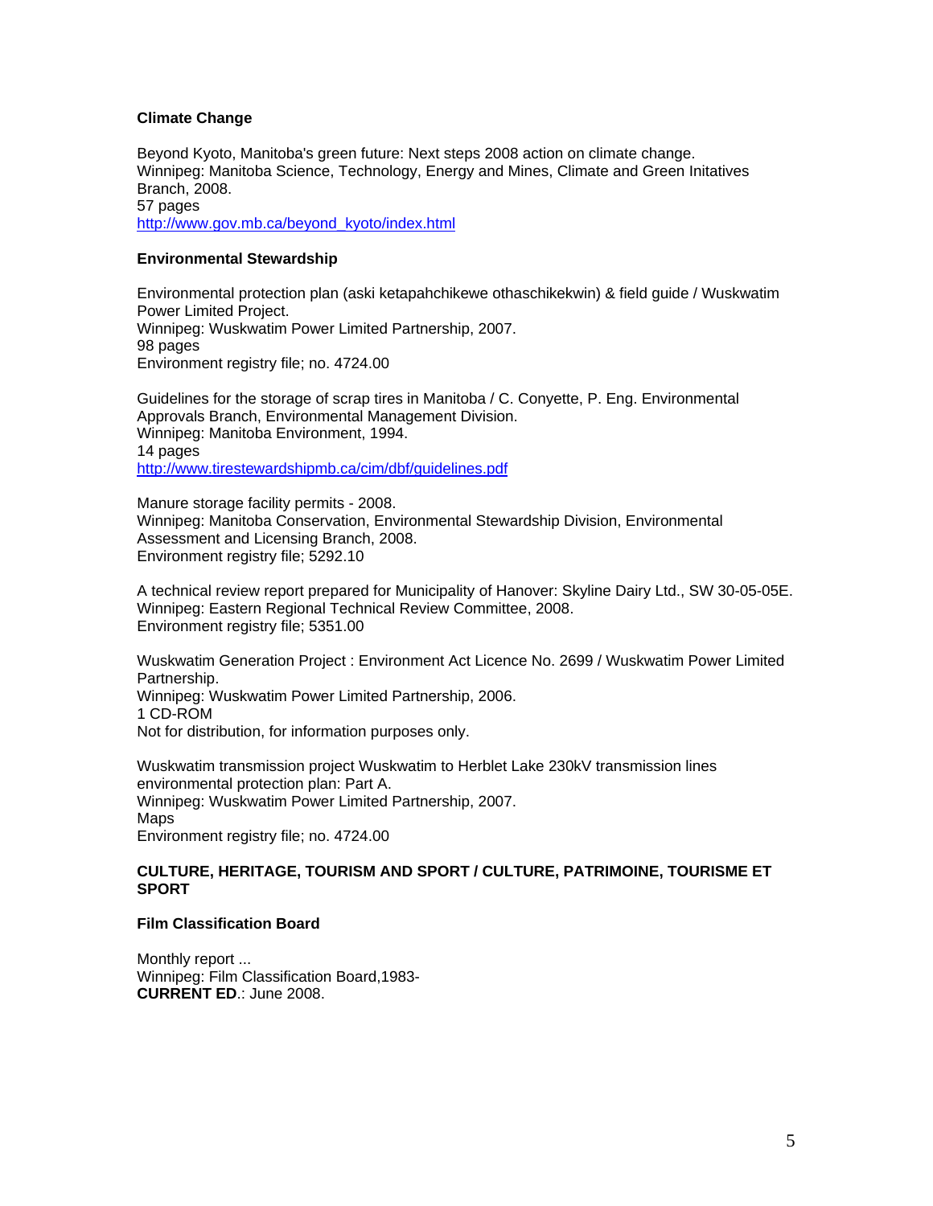**Climate Change**

Beyond Kyoto, Manitoba's green future: Next steps 2008 action on climate change.
Winnipeg: Manitoba Science, Technology, Energy and Mines, Climate and Green Initatives Branch, 2008.
57 pages
http://www.gov.mb.ca/beyond_kyoto/index.html

**Environmental Stewardship**

Environmental protection plan (aski ketapahchikewe othaschikekwin) & field guide / Wuskwatim Power Limited Project.
Winnipeg: Wuskwatim Power Limited Partnership, 2007.
98 pages
Environment registry file; no. 4724.00

Guidelines for the storage of scrap tires in Manitoba / C. Conyette, P. Eng. Environmental Approvals Branch, Environmental Management Division.
Winnipeg: Manitoba Environment, 1994.
14 pages
http://www.tirestewardshipmb.ca/cim/dbf/guidelines.pdf

Manure storage facility permits - 2008.
Winnipeg: Manitoba Conservation, Environmental Stewardship Division, Environmental Assessment and Licensing Branch, 2008.
Environment registry file; 5292.10

A technical review report prepared for Municipality of Hanover: Skyline Dairy Ltd., SW 30-05-05E.
Winnipeg: Eastern Regional Technical Review Committee, 2008.
Environment registry file; 5351.00

Wuskwatim Generation Project : Environment Act Licence No. 2699 / Wuskwatim Power Limited Partnership.
Winnipeg: Wuskwatim Power Limited Partnership, 2006.
1 CD-ROM
Not for distribution, for information purposes only.

Wuskwatim transmission project Wuskwatim to Herblet Lake 230kV transmission lines environmental protection plan: Part A.
Winnipeg: Wuskwatim Power Limited Partnership, 2007.
Maps
Environment registry file; no. 4724.00

**CULTURE, HERITAGE, TOURISM AND SPORT / CULTURE, PATRIMOINE, TOURISME ET SPORT**

**Film Classification Board**

Monthly report ...
Winnipeg: Film Classification Board,1983-
**CURRENT ED**.: June 2008.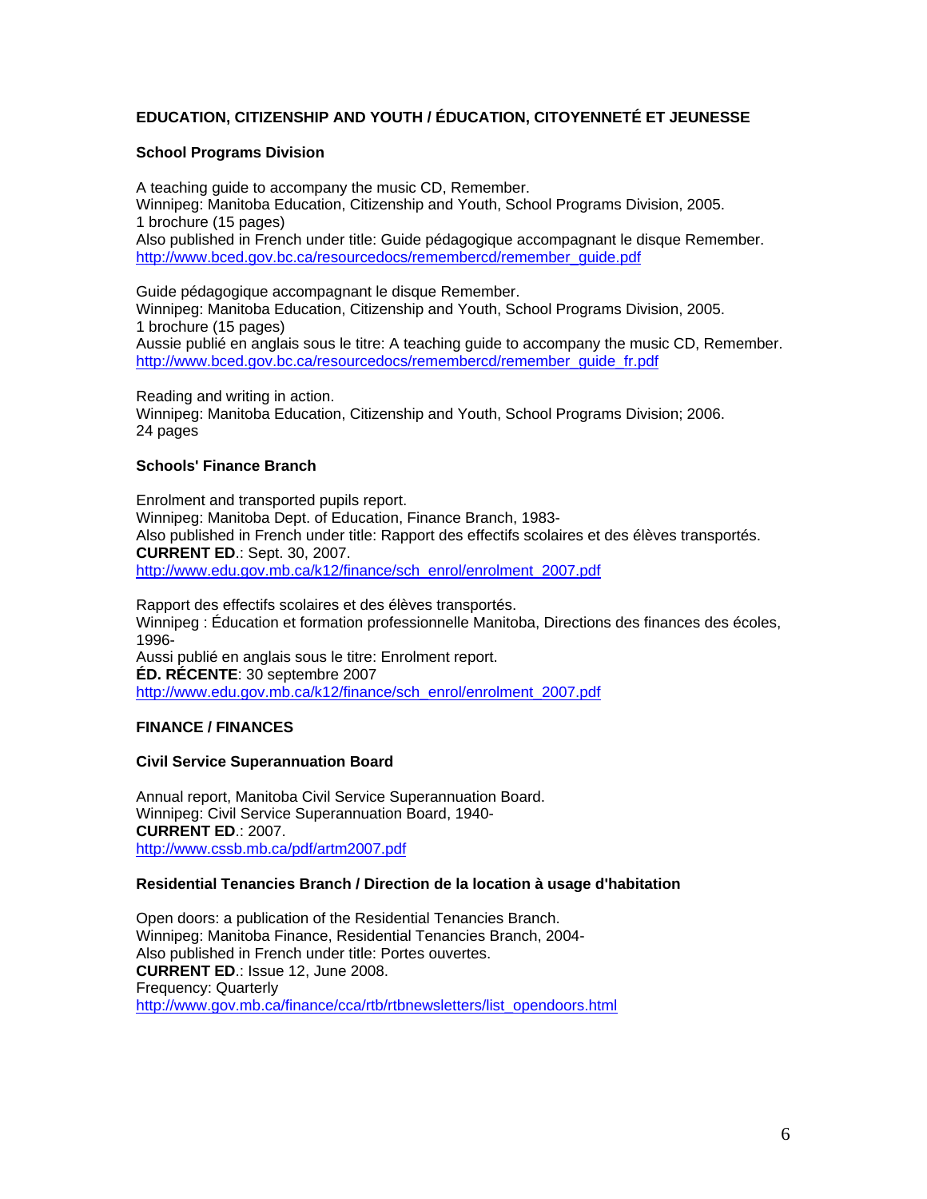## EDUCATION, CITIZENSHIP AND YOUTH / ÉDUCATION, CITOYENNETÉ ET JEUNESSE

### School Programs Division

A teaching guide to accompany the music CD, Remember.
Winnipeg: Manitoba Education, Citizenship and Youth, School Programs Division, 2005.
1 brochure (15 pages)
Also published in French under title: Guide pédagogique accompagnant le disque Remember.
http://www.bced.gov.bc.ca/resourcedocs/remembercd/remember_guide.pdf

Guide pédagogique accompagnant le disque Remember.
Winnipeg: Manitoba Education, Citizenship and Youth, School Programs Division, 2005.
1 brochure (15 pages)
Aussie publié en anglais sous le titre: A teaching guide to accompany the music CD, Remember.
http://www.bced.gov.bc.ca/resourcedocs/remembercd/remember_guide_fr.pdf

Reading and writing in action.
Winnipeg: Manitoba Education, Citizenship and Youth, School Programs Division; 2006.
24 pages

### Schools' Finance Branch

Enrolment and transported pupils report.
Winnipeg: Manitoba Dept. of Education, Finance Branch, 1983-
Also published in French under title: Rapport des effectifs scolaires et des élèves transportés.
**CURRENT ED**.: Sept. 30, 2007.
http://www.edu.gov.mb.ca/k12/finance/sch_enrol/enrolment_2007.pdf

Rapport des effectifs scolaires et des élèves transportés.
Winnipeg : Éducation et formation professionnelle Manitoba, Directions des finances des écoles, 1996-
Aussi publié en anglais sous le titre: Enrolment report.
**ÉD. RÉCENTE**: 30 septembre 2007
http://www.edu.gov.mb.ca/k12/finance/sch_enrol/enrolment_2007.pdf

## FINANCE / FINANCES

### Civil Service Superannuation Board

Annual report, Manitoba Civil Service Superannuation Board.
Winnipeg: Civil Service Superannuation Board, 1940-
**CURRENT ED**.: 2007.
http://www.cssb.mb.ca/pdf/artm2007.pdf

### Residential Tenancies Branch / Direction de la location à usage d'habitation

Open doors: a publication of the Residential Tenancies Branch.
Winnipeg: Manitoba Finance, Residential Tenancies Branch, 2004-
Also published in French under title: Portes ouvertes.
**CURRENT ED**.: Issue 12, June 2008.
Frequency: Quarterly
http://www.gov.mb.ca/finance/cca/rtb/rtbnewsletters/list_opendoors.html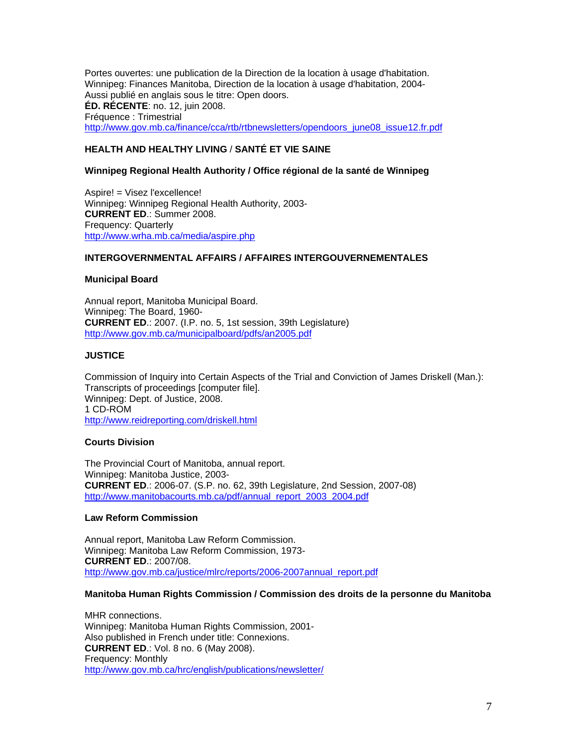Portes ouvertes: une publication de la Direction de la location à usage d'habitation.
Winnipeg: Finances Manitoba, Direction de la location à usage d'habitation, 2004-
Aussi publié en anglais sous le titre: Open doors.
**ÉD. RÉCENTE**: no. 12, juin 2008.
Fréquence : Trimestrial
http://www.gov.mb.ca/finance/cca/rtb/rtbnewsletters/opendoors_june08_issue12.fr.pdf

### HEALTH AND HEALTHY LIVING / SANTÉ ET VIE SAINE

#### Winnipeg Regional Health Authority / Office régional de la santé de Winnipeg

Aspire! = Visez l'excellence!
Winnipeg: Winnipeg Regional Health Authority, 2003-
**CURRENT ED**.: Summer 2008.
Frequency: Quarterly
http://www.wrha.mb.ca/media/aspire.php

### INTERGOVERNMENTAL AFFAIRS / AFFAIRES INTERGOUVERNEMENTALES

#### Municipal Board

Annual report, Manitoba Municipal Board.
Winnipeg: The Board, 1960-
**CURRENT ED**.: 2007. (I.P. no. 5, 1st session, 39th Legislature)
http://www.gov.mb.ca/municipalboard/pdfs/an2005.pdf

### JUSTICE

Commission of Inquiry into Certain Aspects of the Trial and Conviction of James Driskell (Man.): Transcripts of proceedings [computer file].
Winnipeg: Dept. of Justice, 2008.
1 CD-ROM
http://www.reidreporting.com/driskell.html

#### Courts Division

The Provincial Court of Manitoba, annual report.
Winnipeg: Manitoba Justice, 2003-
**CURRENT ED**.: 2006-07. (S.P. no. 62, 39th Legislature, 2nd Session, 2007-08)
http://www.manitobacourts.mb.ca/pdf/annual_report_2003_2004.pdf

#### Law Reform Commission

Annual report, Manitoba Law Reform Commission.
Winnipeg: Manitoba Law Reform Commission, 1973-
**CURRENT ED**.: 2007/08.
http://www.gov.mb.ca/justice/mlrc/reports/2006-2007annual_report.pdf

#### Manitoba Human Rights Commission / Commission des droits de la personne du Manitoba

MHR connections.
Winnipeg: Manitoba Human Rights Commission, 2001-
Also published in French under title: Connexions.
**CURRENT ED**.: Vol. 8 no. 6 (May 2008).
Frequency: Monthly
http://www.gov.mb.ca/hrc/english/publications/newsletter/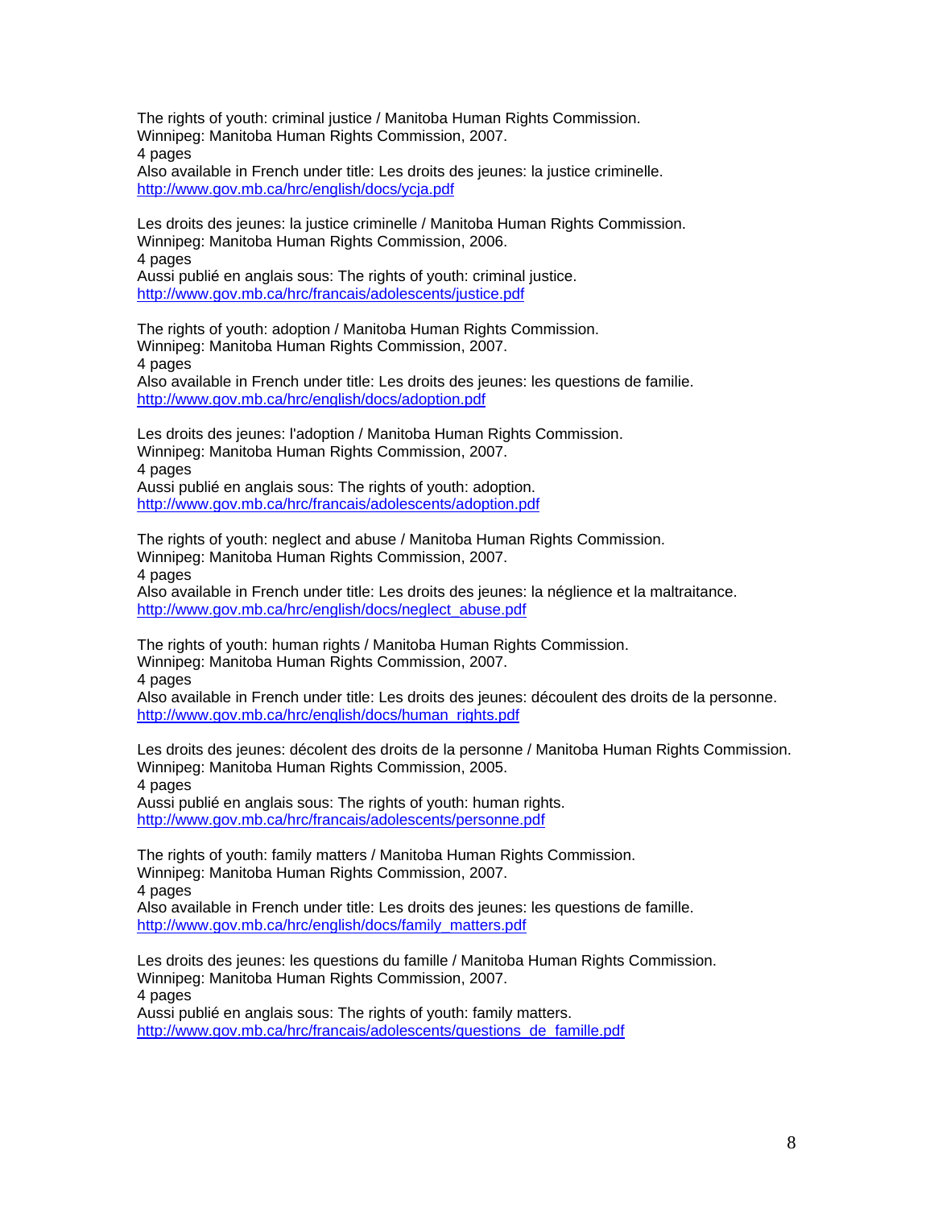The rights of youth: criminal justice / Manitoba Human Rights Commission.
Winnipeg: Manitoba Human Rights Commission, 2007.
4 pages
Also available in French under title: Les droits des jeunes: la justice criminelle.
http://www.gov.mb.ca/hrc/english/docs/ycja.pdf

Les droits des jeunes: la justice criminelle / Manitoba Human Rights Commission.
Winnipeg: Manitoba Human Rights Commission, 2006.
4 pages
Aussi publié en anglais sous: The rights of youth: criminal justice.
http://www.gov.mb.ca/hrc/francais/adolescents/justice.pdf

The rights of youth: adoption / Manitoba Human Rights Commission.
Winnipeg: Manitoba Human Rights Commission, 2007.
4 pages
Also available in French under title: Les droits des jeunes: les questions de familie.
http://www.gov.mb.ca/hrc/english/docs/adoption.pdf

Les droits des jeunes: l'adoption / Manitoba Human Rights Commission.
Winnipeg: Manitoba Human Rights Commission, 2007.
4 pages
Aussi publié en anglais sous: The rights of youth: adoption.
http://www.gov.mb.ca/hrc/francais/adolescents/adoption.pdf

The rights of youth: neglect and abuse / Manitoba Human Rights Commission.
Winnipeg: Manitoba Human Rights Commission, 2007.
4 pages
Also available in French under title: Les droits des jeunes: la néglience et la maltraitance.
http://www.gov.mb.ca/hrc/english/docs/neglect_abuse.pdf

The rights of youth: human rights / Manitoba Human Rights Commission.
Winnipeg: Manitoba Human Rights Commission, 2007.
4 pages
Also available in French under title: Les droits des jeunes: découlent des droits de la personne.
http://www.gov.mb.ca/hrc/english/docs/human_rights.pdf

Les droits des jeunes: décolent des droits de la personne / Manitoba Human Rights Commission.
Winnipeg: Manitoba Human Rights Commission, 2005.
4 pages
Aussi publié en anglais sous: The rights of youth: human rights.
http://www.gov.mb.ca/hrc/francais/adolescents/personne.pdf

The rights of youth: family matters / Manitoba Human Rights Commission.
Winnipeg: Manitoba Human Rights Commission, 2007.
4 pages
Also available in French under title: Les droits des jeunes: les questions de famille.
http://www.gov.mb.ca/hrc/english/docs/family_matters.pdf

Les droits des jeunes: les questions du famille / Manitoba Human Rights Commission.
Winnipeg: Manitoba Human Rights Commission, 2007.
4 pages
Aussi publié en anglais sous: The rights of youth: family matters.
http://www.gov.mb.ca/hrc/francais/adolescents/questions_de_famille.pdf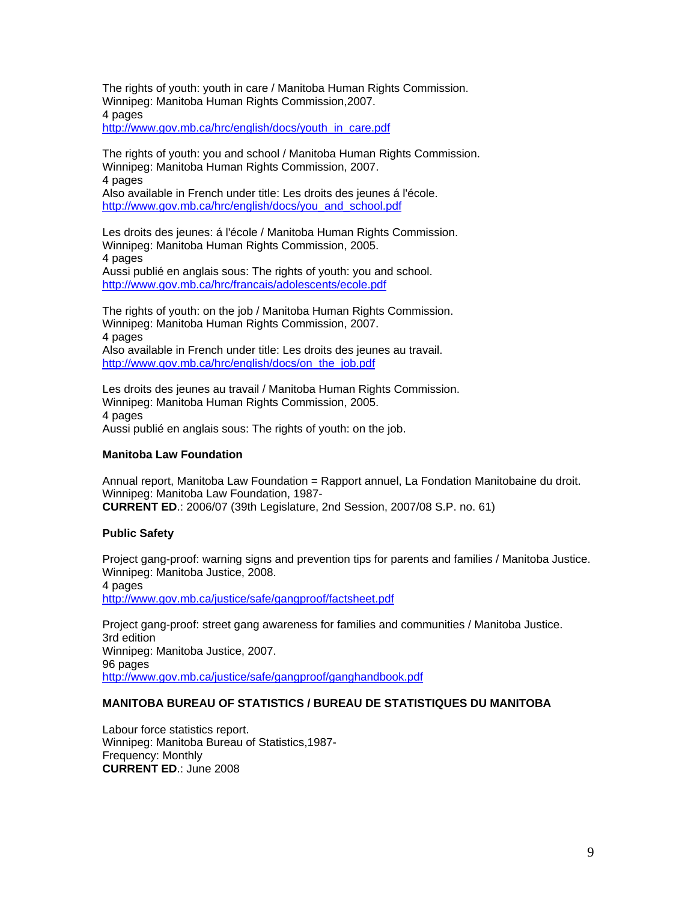The rights of youth: youth in care / Manitoba Human Rights Commission.
Winnipeg: Manitoba Human Rights Commission,2007.
4 pages
http://www.gov.mb.ca/hrc/english/docs/youth_in_care.pdf

The rights of youth: you and school / Manitoba Human Rights Commission.
Winnipeg: Manitoba Human Rights Commission, 2007.
4 pages
Also available in French under title: Les droits des jeunes á l'école.
http://www.gov.mb.ca/hrc/english/docs/you_and_school.pdf

Les droits des jeunes: á l'école / Manitoba Human Rights Commission.
Winnipeg: Manitoba Human Rights Commission, 2005.
4 pages
Aussi publié en anglais sous: The rights of youth: you and school.
http://www.gov.mb.ca/hrc/francais/adolescents/ecole.pdf

The rights of youth: on the job / Manitoba Human Rights Commission.
Winnipeg: Manitoba Human Rights Commission, 2007.
4 pages
Also available in French under title: Les droits des jeunes au travail.
http://www.gov.mb.ca/hrc/english/docs/on_the_job.pdf

Les droits des jeunes au travail / Manitoba Human Rights Commission.
Winnipeg: Manitoba Human Rights Commission, 2005.
4 pages
Aussi publié en anglais sous: The rights of youth: on the job.

**Manitoba Law Foundation**

Annual report, Manitoba Law Foundation = Rapport annuel, La Fondation Manitobaine du droit.
Winnipeg: Manitoba Law Foundation, 1987-
**CURRENT ED**.: 2006/07 (39th Legislature, 2nd Session, 2007/08 S.P. no. 61)

**Public Safety**

Project gang-proof: warning signs and prevention tips for parents and families / Manitoba Justice.
Winnipeg: Manitoba Justice, 2008.
4 pages
http://www.gov.mb.ca/justice/safe/gangproof/factsheet.pdf

Project gang-proof: street gang awareness for families and communities / Manitoba Justice.
3rd edition
Winnipeg: Manitoba Justice, 2007.
96 pages
http://www.gov.mb.ca/justice/safe/gangproof/ganghandbook.pdf

**MANITOBA BUREAU OF STATISTICS / BUREAU DE STATISTIQUES DU MANITOBA**

Labour force statistics report.
Winnipeg: Manitoba Bureau of Statistics,1987-
Frequency: Monthly
**CURRENT ED**.: June 2008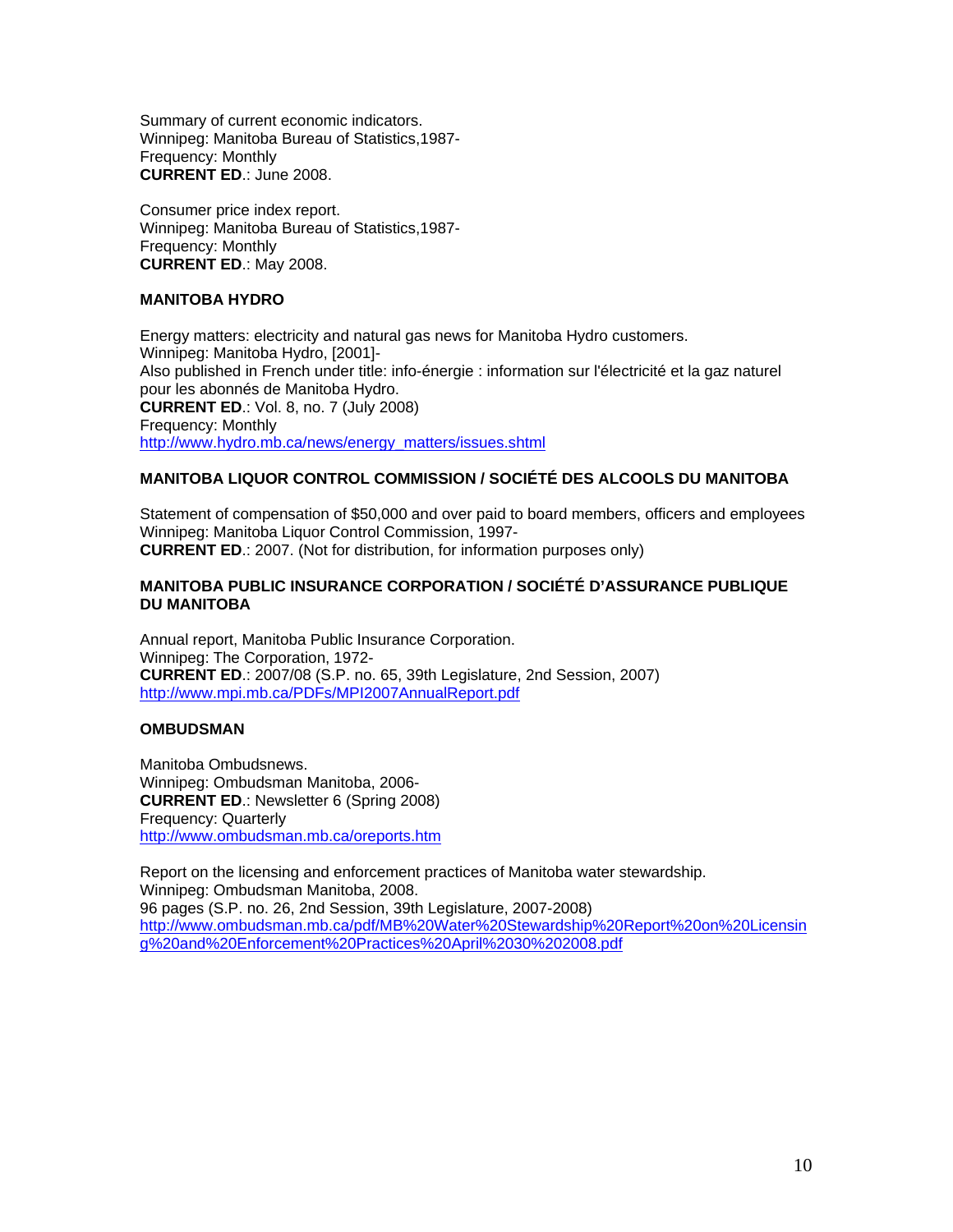Summary of current economic indicators.
Winnipeg: Manitoba Bureau of Statistics,1987-
Frequency: Monthly
**CURRENT ED**.: June 2008.

Consumer price index report.
Winnipeg: Manitoba Bureau of Statistics,1987-
Frequency: Monthly
**CURRENT ED**.: May 2008.

#### MANITOBA HYDRO

Energy matters: electricity and natural gas news for Manitoba Hydro customers.
Winnipeg: Manitoba Hydro, [2001]-
Also published in French under title: info-énergie : information sur l'électricité et la gaz naturel pour les abonnés de Manitoba Hydro.
**CURRENT ED**.: Vol. 8, no. 7 (July 2008)
Frequency: Monthly
http://www.hydro.mb.ca/news/energy_matters/issues.shtml

#### MANITOBA LIQUOR CONTROL COMMISSION / SOCIÉTÉ DES ALCOOLS DU MANITOBA

Statement of compensation of $50,000 and over paid to board members, officers and employees
Winnipeg: Manitoba Liquor Control Commission, 1997-
**CURRENT ED**.: 2007. (Not for distribution, for information purposes only)

#### MANITOBA PUBLIC INSURANCE CORPORATION / SOCIÉTÉ D'ASSURANCE PUBLIQUE DU MANITOBA

Annual report, Manitoba Public Insurance Corporation.
Winnipeg: The Corporation, 1972-
**CURRENT ED**.: 2007/08 (S.P. no. 65, 39th Legislature, 2nd Session, 2007)
http://www.mpi.mb.ca/PDFs/MPI2007AnnualReport.pdf

#### OMBUDSMAN

Manitoba Ombudsnews.
Winnipeg: Ombudsman Manitoba, 2006-
**CURRENT ED**.: Newsletter 6 (Spring 2008)
Frequency: Quarterly
http://www.ombudsman.mb.ca/oreports.htm

Report on the licensing and enforcement practices of Manitoba water stewardship.
Winnipeg: Ombudsman Manitoba, 2008.
96 pages (S.P. no. 26, 2nd Session, 39th Legislature, 2007-2008)
http://www.ombudsman.mb.ca/pdf/MB%20Water%20Stewardship%20Report%20on%20Licensing%20and%20Enforcement%20Practices%20April%2030%202008.pdf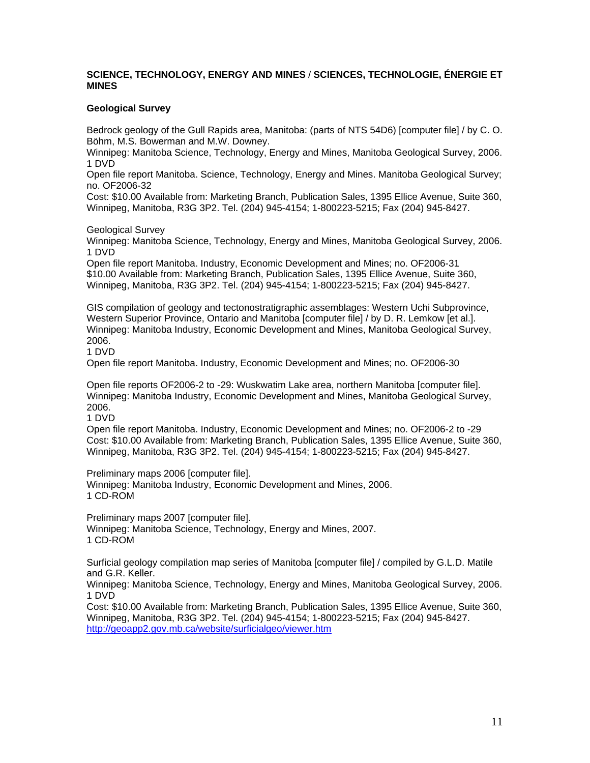**SCIENCE, TECHNOLOGY, ENERGY AND MINES** / **SCIENCES, TECHNOLOGIE, ÉNERGIE ET MINES**

**Geological Survey**

Bedrock geology of the Gull Rapids area, Manitoba: (parts of NTS 54D6) [computer file] / by C. O. Böhm, M.S. Bowerman and M.W. Downey.
Winnipeg: Manitoba Science, Technology, Energy and Mines, Manitoba Geological Survey, 2006.
1 DVD
Open file report Manitoba. Science, Technology, Energy and Mines. Manitoba Geological Survey; no. OF2006-32
Cost: $10.00 Available from: Marketing Branch, Publication Sales, 1395 Ellice Avenue, Suite 360, Winnipeg, Manitoba, R3G 3P2. Tel. (204) 945-4154; 1-800223-5215; Fax (204) 945-8427.

Geological Survey
Winnipeg: Manitoba Science, Technology, Energy and Mines, Manitoba Geological Survey, 2006.
1 DVD
Open file report Manitoba. Industry, Economic Development and Mines; no. OF2006-31
$10.00 Available from: Marketing Branch, Publication Sales, 1395 Ellice Avenue, Suite 360, Winnipeg, Manitoba, R3G 3P2. Tel. (204) 945-4154; 1-800223-5215; Fax (204) 945-8427.

GIS compilation of geology and tectonostratigraphic assemblages: Western Uchi Subprovince, Western Superior Province, Ontario and Manitoba [computer file] / by D. R. Lemkow [et al.].
Winnipeg: Manitoba Industry, Economic Development and Mines, Manitoba Geological Survey, 2006.
1 DVD
Open file report Manitoba. Industry, Economic Development and Mines; no. OF2006-30

Open file reports OF2006-2 to -29: Wuskwatim Lake area, northern Manitoba [computer file].
Winnipeg: Manitoba Industry, Economic Development and Mines, Manitoba Geological Survey, 2006.
1 DVD
Open file report Manitoba. Industry, Economic Development and Mines; no. OF2006-2 to -29
Cost: $10.00 Available from: Marketing Branch, Publication Sales, 1395 Ellice Avenue, Suite 360, Winnipeg, Manitoba, R3G 3P2. Tel. (204) 945-4154; 1-800223-5215; Fax (204) 945-8427.

Preliminary maps 2006 [computer file].
Winnipeg: Manitoba Industry, Economic Development and Mines, 2006.
1 CD-ROM

Preliminary maps 2007 [computer file].
Winnipeg: Manitoba Science, Technology, Energy and Mines, 2007.
1 CD-ROM

Surficial geology compilation map series of Manitoba [computer file] / compiled by G.L.D. Matile and G.R. Keller.
Winnipeg: Manitoba Science, Technology, Energy and Mines, Manitoba Geological Survey, 2006.
1 DVD
Cost: $10.00 Available from: Marketing Branch, Publication Sales, 1395 Ellice Avenue, Suite 360, Winnipeg, Manitoba, R3G 3P2. Tel. (204) 945-4154; 1-800223-5215; Fax (204) 945-8427.
http://geoapp2.gov.mb.ca/website/surficialgeo/viewer.htm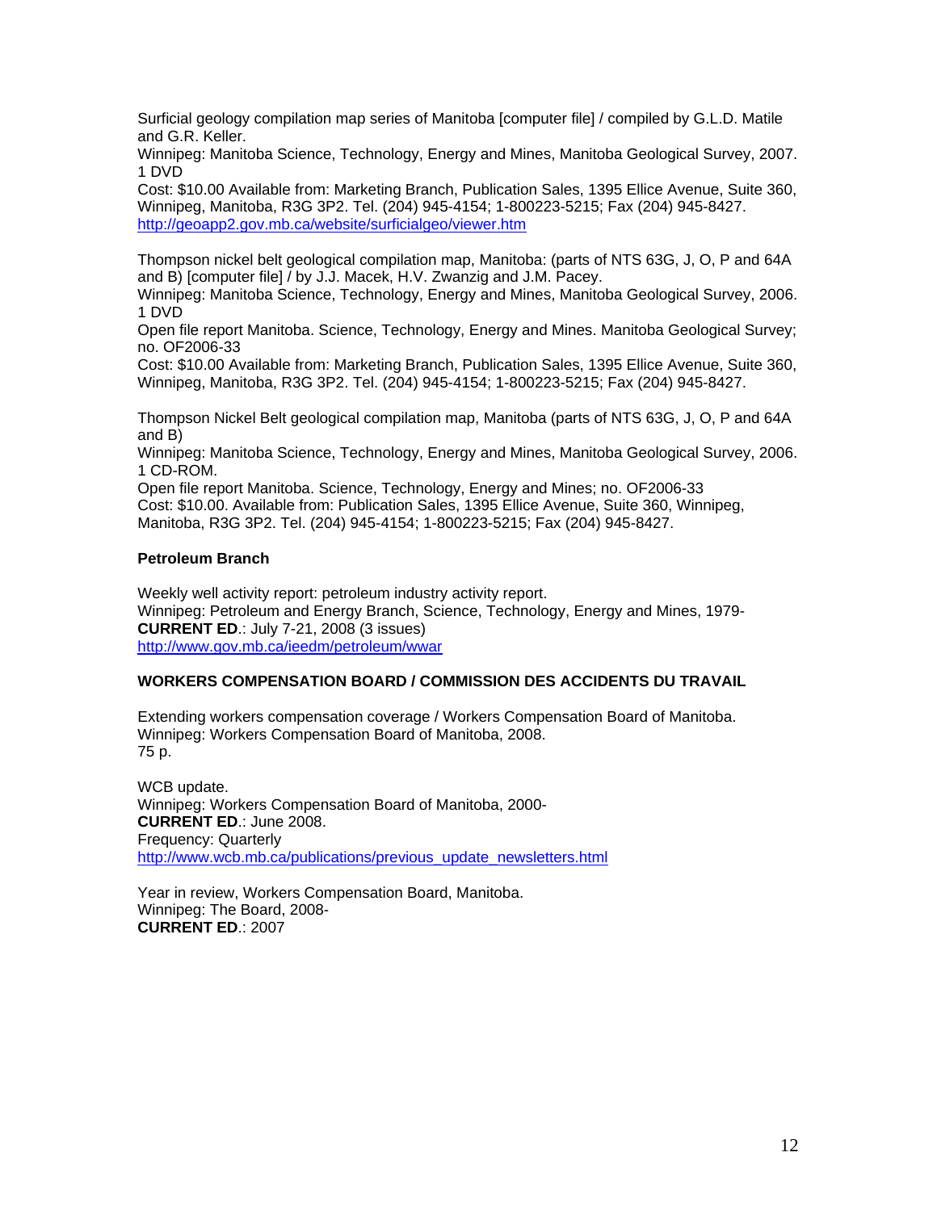Surficial geology compilation map series of Manitoba [computer file] / compiled by G.L.D. Matile and G.R. Keller.
Winnipeg: Manitoba Science, Technology, Energy and Mines, Manitoba Geological Survey, 2007.
1 DVD
Cost: $10.00 Available from: Marketing Branch, Publication Sales, 1395 Ellice Avenue, Suite 360, Winnipeg, Manitoba, R3G 3P2. Tel. (204) 945-4154; 1-800223-5215; Fax (204) 945-8427.
http://geoapp2.gov.mb.ca/website/surficialgeo/viewer.htm

Thompson nickel belt geological compilation map, Manitoba: (parts of NTS 63G, J, O, P and 64A and B) [computer file] / by J.J. Macek, H.V. Zwanzig and J.M. Pacey.
Winnipeg: Manitoba Science, Technology, Energy and Mines, Manitoba Geological Survey, 2006.
1 DVD
Open file report Manitoba. Science, Technology, Energy and Mines. Manitoba Geological Survey; no. OF2006-33
Cost: $10.00 Available from: Marketing Branch, Publication Sales, 1395 Ellice Avenue, Suite 360, Winnipeg, Manitoba, R3G 3P2. Tel. (204) 945-4154; 1-800223-5215; Fax (204) 945-8427.

Thompson Nickel Belt geological compilation map, Manitoba (parts of NTS 63G, J, O, P and 64A and B)
Winnipeg: Manitoba Science, Technology, Energy and Mines, Manitoba Geological Survey, 2006.
1 CD-ROM.
Open file report Manitoba. Science, Technology, Energy and Mines; no. OF2006-33
Cost: $10.00. Available from: Publication Sales, 1395 Ellice Avenue, Suite 360, Winnipeg, Manitoba, R3G 3P2. Tel. (204) 945-4154; 1-800223-5215; Fax (204) 945-8427.

**Petroleum Branch**

Weekly well activity report: petroleum industry activity report.
Winnipeg: Petroleum and Energy Branch, Science, Technology, Energy and Mines, 1979-
**CURRENT ED**.: July 7-21, 2008 (3 issues)
http://www.gov.mb.ca/ieedm/petroleum/wwar

**WORKERS COMPENSATION BOARD / COMMISSION DES ACCIDENTS DU TRAVAIL**

Extending workers compensation coverage / Workers Compensation Board of Manitoba.
Winnipeg: Workers Compensation Board of Manitoba, 2008.
75 p.

WCB update.
Winnipeg: Workers Compensation Board of Manitoba, 2000-
**CURRENT ED**.: June 2008.
Frequency: Quarterly
http://www.wcb.mb.ca/publications/previous_update_newsletters.html

Year in review, Workers Compensation Board, Manitoba.
Winnipeg: The Board, 2008-
**CURRENT ED**.: 2007